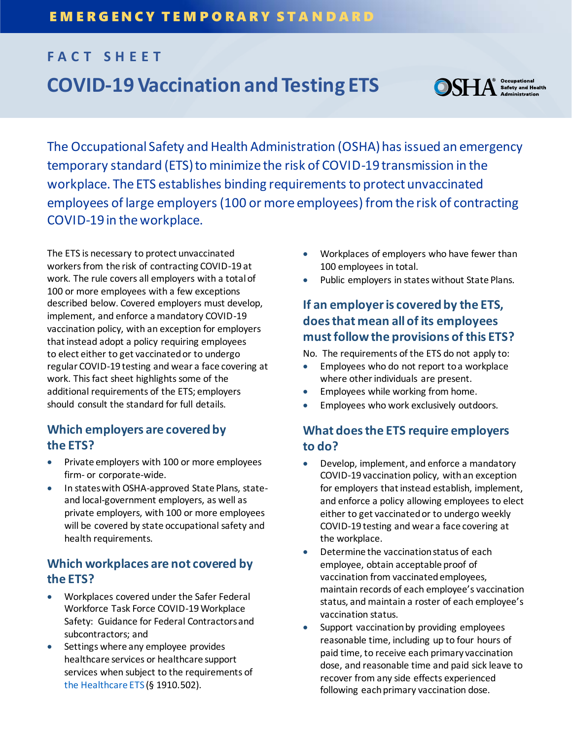EMERGENCY TEMPORARY STANDARD

FACT SHEET

# COVID-19 Vaccination and Testing ETS

The Occupational Safety and Health Administration (OSHA) has issued an emergency temporary standard (ETS) to minimize the risk of COVID-19 transmission in the workplace. The ETS establishes binding requirements to protect unvaccinated employees of large employers (100 or more employees) from the risk of contracting COVID-19 in the workplace.

The ETS is necessary to protect unvaccinated workers from the risk of contracting COVID-19 at work. The rule covers all employers with a total of 100 or more employees with a few exceptions described below. Covered employers must develop, implement, and enforce a mandatory COVID-19 vaccination policy, with an exception for employers that instead adopt a policy requiring employees to elect either to get vaccinated or to undergo regular COVID-19 testing and wear a face covering at work. This fact sheet highlights some of the additional requirements of the ETS; employers should consult the standard for full details.

## Which employers are covered by the ETS?

- Private employers with 100 or more employees firm- or corporate-wide.
- In states with OSHA-approved State Plans, state- and local-government employers, as well as private employers, with 100 or more employees will be covered by state occupational safety and health requirements.

## Which workplaces are not covered by the ETS?

- Workplaces covered under the Safer Federal Workforce Task Force COVID-19 Workplace Safety: Guidance for Federal Contractors and subcontractors; and
- Settings where any employee provides healthcare services or healthcare support services when subject to the requirements of the Healthcare ETS (§ 1910.502).
- Workplaces of employers who have fewer than 100 employees in total.
- Public employers in states without State Plans.

## If an employer is covered by the ETS, does that mean all of its employees must follow the provisions of this ETS?

No. The requirements of the ETS do not apply to:

- Employees who do not report to a workplace where other individuals are present.
- Employees while working from home.
- Employees who work exclusively outdoors.

## What does the ETS require employers to do?

- Develop, implement, and enforce a mandatory COVID-19 vaccination policy, with an exception for employers that instead establish, implement, and enforce a policy allowing employees to elect either to get vaccinated or to undergo weekly COVID-19 testing and wear a face covering at the workplace.
- Determine the vaccination status of each employee, obtain acceptable proof of vaccination from vaccinated employees, maintain records of each employee's vaccination status, and maintain a roster of each employee's vaccination status.
- Support vaccination by providing employees reasonable time, including up to four hours of paid time, to receive each primary vaccination dose, and reasonable time and paid sick leave to recover from any side effects experienced following each primary vaccination dose.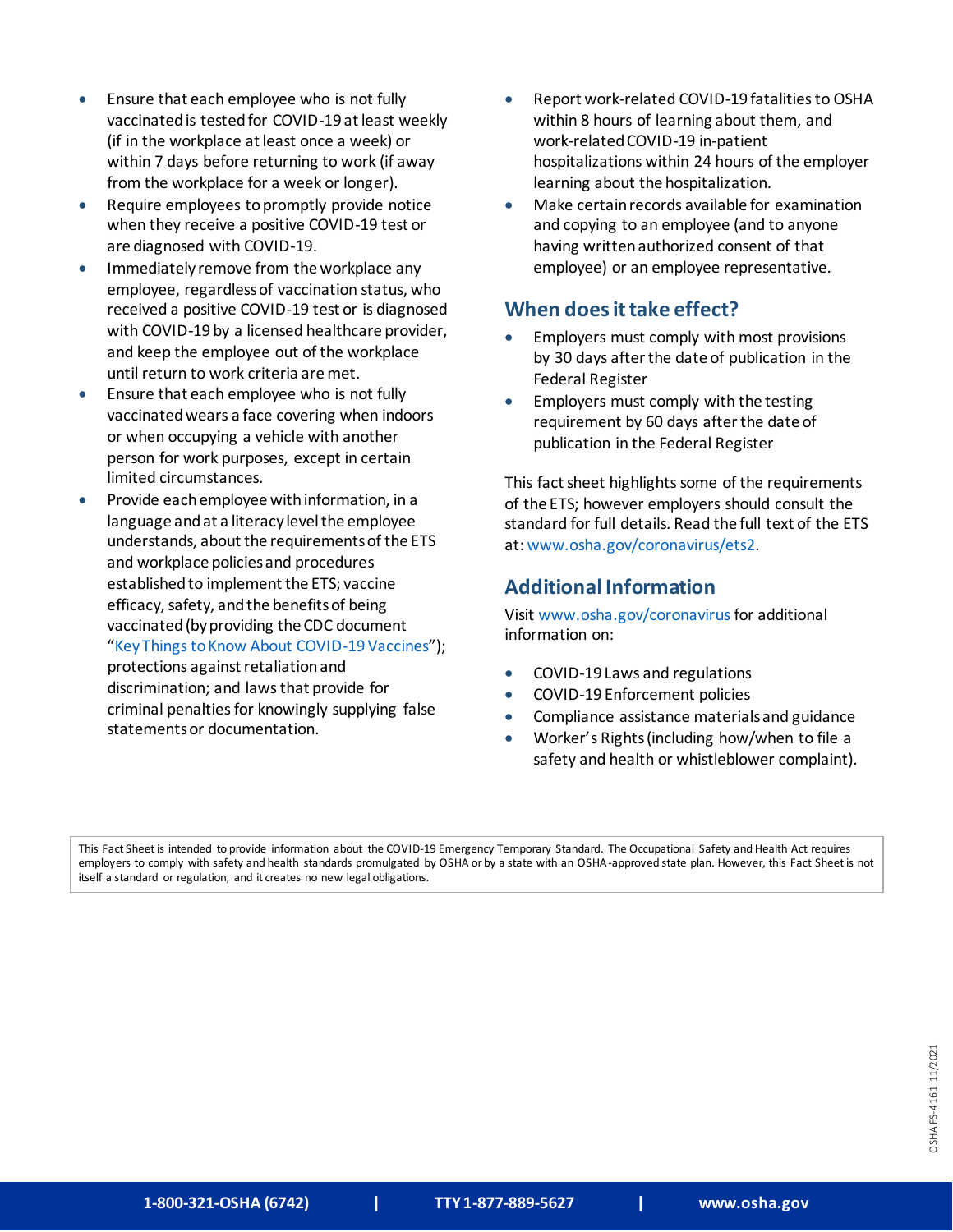- Ensure that each employee who is not fully vaccinated is tested for COVID-19 at least weekly (if in the workplace at least once a week) or within 7 days before returning to work (if away from the workplace for a week or longer).
- Require employees to promptly provide notice when they receive a positive COVID-19 test or are diagnosed with COVID-19.
- Immediately remove from the workplace any employee, regardless of vaccination status, who received a positive COVID-19 test or is diagnosed with COVID-19 by a licensed healthcare provider, and keep the employee out of the workplace until return to work criteria are met.
- Ensure that each employee who is not fully vaccinated wears a face covering when indoors or when occupying a vehicle with another person for work purposes, except in certain limited circumstances.
- Provide each employee with information, in a language and at a literacy level the employee understands, about the requirements of the ETS and workplace policies and procedures established to implement the ETS; vaccine efficacy, safety, and the benefits of being vaccinated (by providing the CDC document "Key Things to Know About COVID-19 Vaccines"); protections against retaliation and discrimination; and laws that provide for criminal penalties for knowingly supplying false statements or documentation.
- Report work-related COVID-19 fatalities to OSHA within 8 hours of learning about them, and work-related COVID-19 in-patient hospitalizations within 24 hours of the employer learning about the hospitalization.
- Make certain records available for examination and copying to an employee (and to anyone having written authorized consent of that employee) or an employee representative.

## When does it take effect?

- Employers must comply with most provisions by 30 days after the date of publication in the Federal Register
- Employers must comply with the testing requirement by 60 days after the date of publication in the Federal Register

This fact sheet highlights some of the requirements of the ETS; however employers should consult the standard for full details. Read the full text of the ETS at: www.osha.gov/coronavirus/ets2.

## Additional Information

Visit www.osha.gov/coronavirus for additional information on:

- COVID-19 Laws and regulations
- COVID-19 Enforcement policies
- Compliance assistance materials and guidance
- Worker's Rights (including how/when to file a safety and health or whistleblower complaint).

This Fact Sheet is intended to provide information about the COVID-19 Emergency Temporary Standard. The Occupational Safety and Health Act requires employers to comply with safety and health standards promulgated by OSHA or by a state with an OSHA-approved state plan. However, this Fact Sheet is not itself a standard or regulation, and it creates no new legal obligations.

OSHA FS-4161 11/2021

1-800-321-OSHA (6742) | TTY 1-877-889-5627 | www.osha.gov